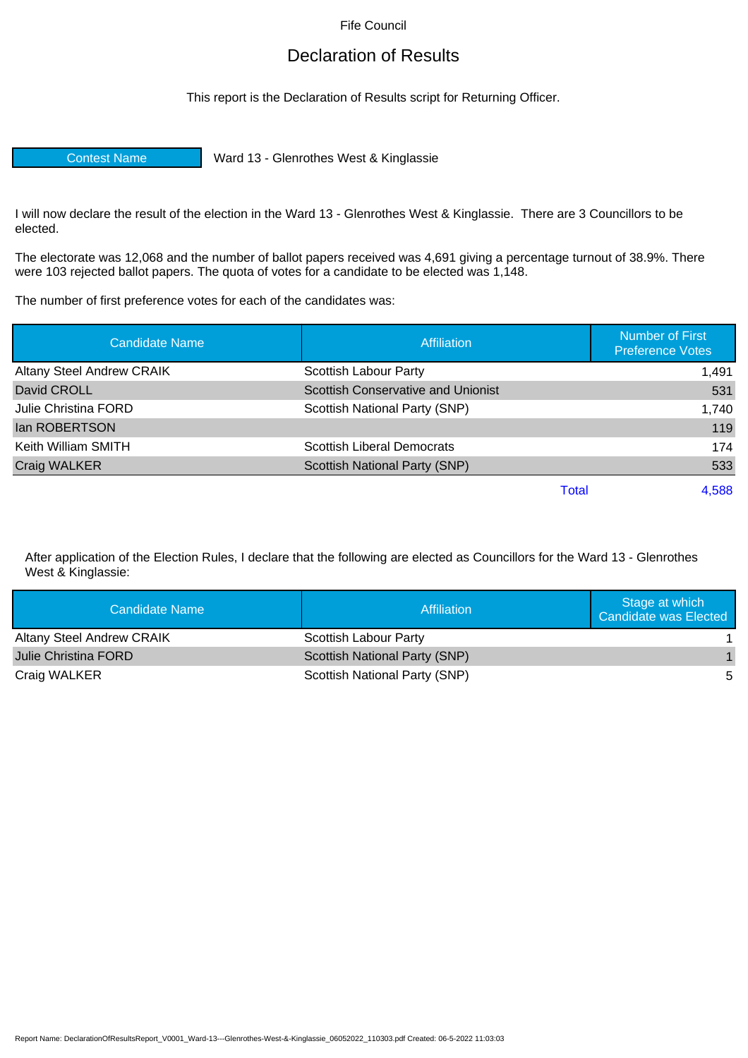Fife Council

# Declaration of Results

This report is the Declaration of Results script for Returning Officer.

| Contest Name | Ward 13 - Glenrothes West & Kinglassie |
|---|---|

I will now declare the result of the election in the Ward 13 - Glenrothes West & Kinglassie. There are 3 Councillors to be elected.

The electorate was 12,068 and the number of ballot papers received was 4,691 giving a percentage turnout of 38.9%. There were 103 rejected ballot papers. The quota of votes for a candidate to be elected was 1,148.

The number of first preference votes for each of the candidates was:

| Candidate Name | Affiliation | Number of First Preference Votes |
|---|---|---|
| Altany Steel Andrew CRAIK | Scottish Labour Party | 1,491 |
| David CROLL | Scottish Conservative and Unionist | 531 |
| Julie Christina FORD | Scottish National Party (SNP) | 1,740 |
| Ian ROBERTSON | | 119 |
| Keith William SMITH | Scottish Liberal Democrats | 174 |
| Craig WALKER | Scottish National Party (SNP) | 533 |
| | Total | 4,588 |

After application of the Election Rules, I declare that the following are elected as Councillors for the Ward 13 - Glenrothes West & Kinglassie:

| Candidate Name | Affiliation | Stage at which Candidate was Elected |
|---|---|---|
| Altany Steel Andrew CRAIK | Scottish Labour Party | 1 |
| Julie Christina FORD | Scottish National Party (SNP) | 1 |
| Craig WALKER | Scottish National Party (SNP) | 5 |

Report Name: DeclarationOfResultsReport_V0001_Ward-13---Glenrothes-West-&-Kinglassie_06052022_110303.pdf Created: 06-5-2022 11:03:03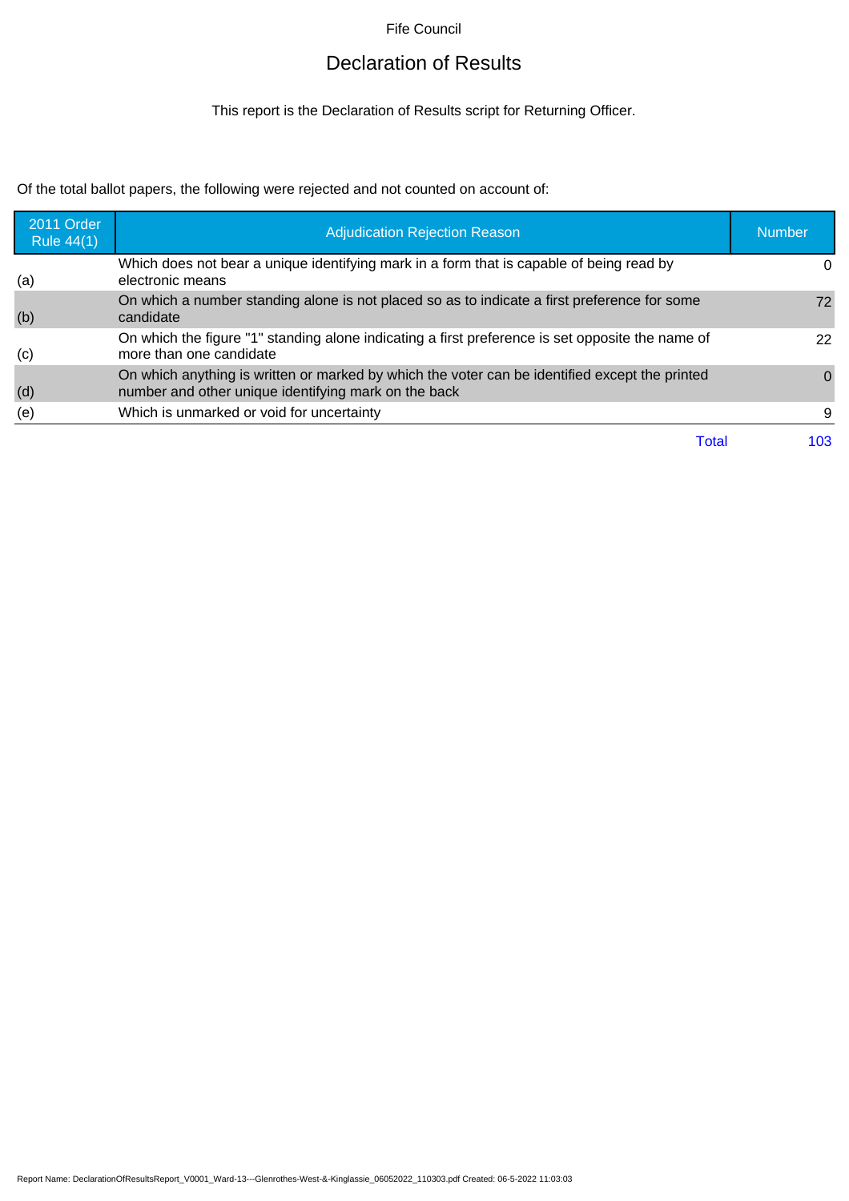Fife Council

# Declaration of Results

This report is the Declaration of Results script for Returning Officer.

Of the total ballot papers, the following were rejected and not counted on account of:

| 2011 Order Rule 44(1) | Adjudication Rejection Reason | Number |
|---|---|---|
| (a) | Which does not bear a unique identifying mark in a form that is capable of being read by electronic means | 0 |
| (b) | On which a number standing alone is not placed so as to indicate a first preference for some candidate | 72 |
| (c) | On which the figure "1" standing alone indicating a first preference is set opposite the name of more than one candidate | 22 |
| (d) | On which anything is written or marked by which the voter can be identified except the printed number and other unique identifying mark on the back | 0 |
| (e) | Which is unmarked or void for uncertainty | 9 |
| | Total | 103 |

Report Name: DeclarationOfResultsReport_V0001_Ward-13---Glenrothes-West-&-Kinglassie_06052022_110303.pdf Created: 06-5-2022 11:03:03